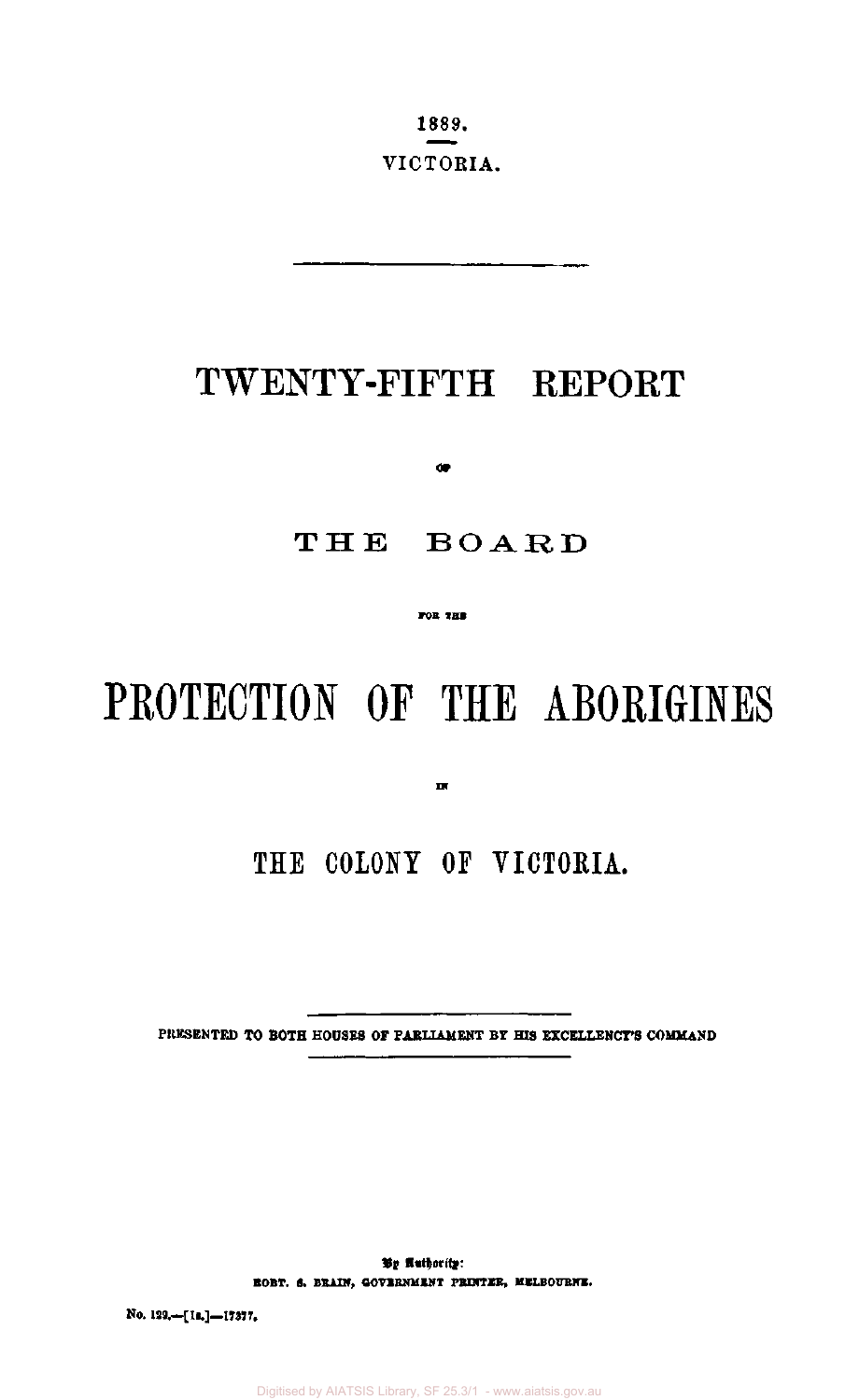1889.

VICTORIA.

# TWENTY-FIFTH REPORT

OF

## THE BOARD

FOR THE

# PROTECTION OF THE ABORIGINES

IN

## THE COLONY OF VICTORIA.

PRESENTED TO BOTH HOUSES OF PARLIAMENT BY HIS EXCELLENCY'S COMMAND

By Authority:
ROBT. S. BRAIN, GOVERNMENT PRINTER, MELBOURNE.

No. 129.—[1s.]—17377.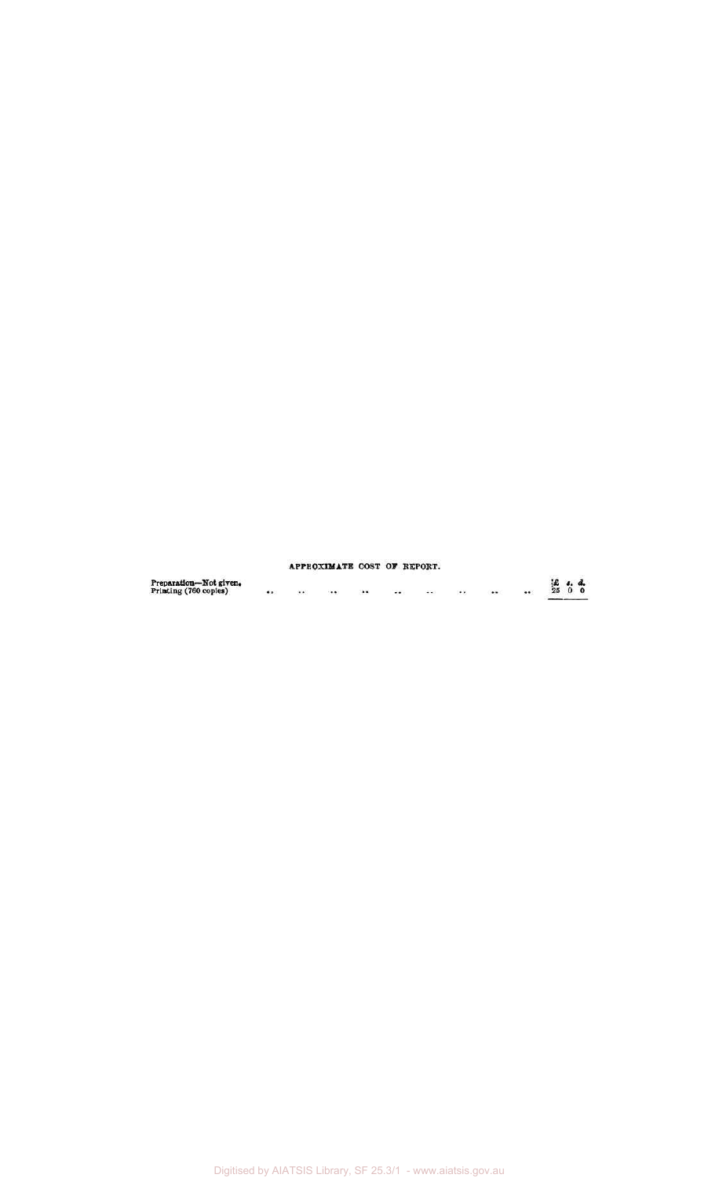APPROXIMATE COST OF REPORT.

| | £ | s. | d. |
|---|---|---|---|
| Preparation—Not given. | | | |
| Printing (760 copies) .. .. .. .. .. .. .. .. .. | 25 | 0 | 0 |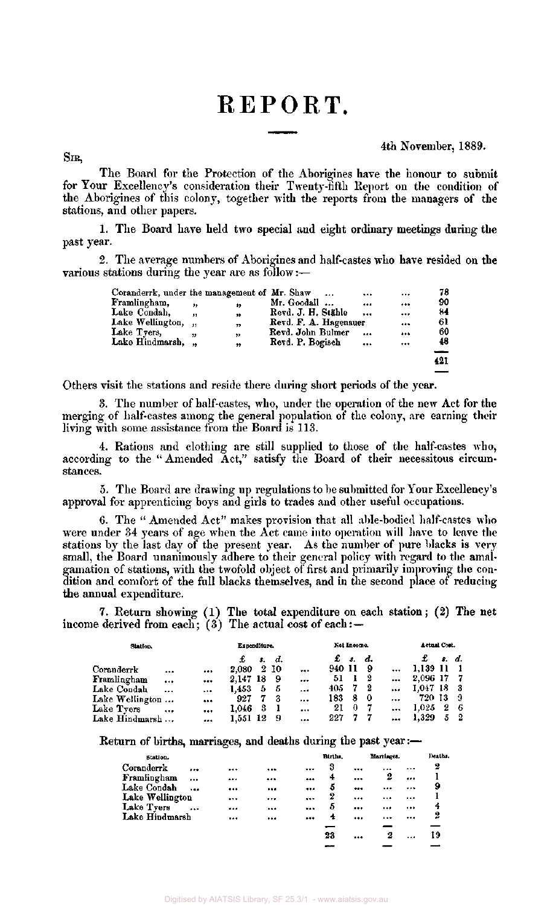# REPORT.

4th November, 1889.

SIR,

The Board for the Protection of the Aborigines have the honour to submit for Your Excellency's consideration their Twenty-fifth Report on the condition of the Aborigines of this colony, together with the reports from the managers of the stations, and other papers.

1. The Board have held two special and eight ordinary meetings during the past year.

2. The average numbers of Aborigines and half-castes who have resided on the various stations during the year are as follow:—

| Station | Manager | Number |
|---|---|---|
| Coranderrk, under the management of | Mr. Shaw | 78 |
| Framlingham, " " | Mr. Goodall | 90 |
| Lake Condah, " " | Revd. J. H. Stähle | 84 |
| Lake Wellington, " " | Revd. F. A. Hagenauer | 61 |
| Lake Tyers, " " | Revd. John Bulmer | 60 |
| Lake Hindmarsh, " " | Revd. P. Bogisch | 48 |
| | | 421 |

Others visit the stations and reside there during short periods of the year.

3. The number of half-castes, who, under the operation of the new Act for the merging of half-castes among the general population of the colony, are earning their living with some assistance from the Board is 113.

4. Rations and clothing are still supplied to those of the half-castes who, according to the "Amended Act," satisfy the Board of their necessitous circumstances.

5. The Board are drawing up regulations to be submitted for Your Excellency's approval for apprenticing boys and girls to trades and other useful occupations.

6. The "Amended Act" makes provision that all able-bodied half-castes who were under 34 years of age when the Act came into operation will have to leave the stations by the last day of the present year. As the number of pure blacks is very small, the Board unanimously adhere to their general policy with regard to the amalgamation of stations, with the twofold object of first and primarily improving the condition and comfort of the full blacks themselves, and in the second place of reducing the annual expenditure.

7. Return showing (1) The total expenditure on each station; (2) The net income derived from each; (3) The actual cost of each:—

| Station. | Expenditure. £ s. d. | Net Income. £ s. d. | Actual Cost. £ s. d. |
|---|---|---|---|
| Coranderrk | 2,080 2 10 | 940 11 9 | 1,139 11 1 |
| Framlingham | 2,147 18 9 | 51 1 2 | 2,096 17 7 |
| Lake Condah | 1,453 5 5 | 405 7 2 | 1,047 18 3 |
| Lake Wellington | 927 7 3 | 183 8 0 | 720 13 9 |
| Lake Tyers | 1,046 3 1 | 21 0 7 | 1,025 2 6 |
| Lake Hindmarsh | 1,551 12 9 | 227 7 7 | 1,329 5 2 |

Return of births, marriages, and deaths during the past year:—

| Station. | Births. | Marriages. | Deaths. |
|---|---|---|---|
| Coranderrk | 3 | ... | 2 |
| Framlingham | 4 | 2 | 1 |
| Lake Condah | 5 | ... | 9 |
| Lake Wellington | 2 | ... | 1 |
| Lake Tyers | 5 | ... | 4 |
| Lake Hindmarsh | 4 | ... | 2 |
| | 23 | 2 | 19 |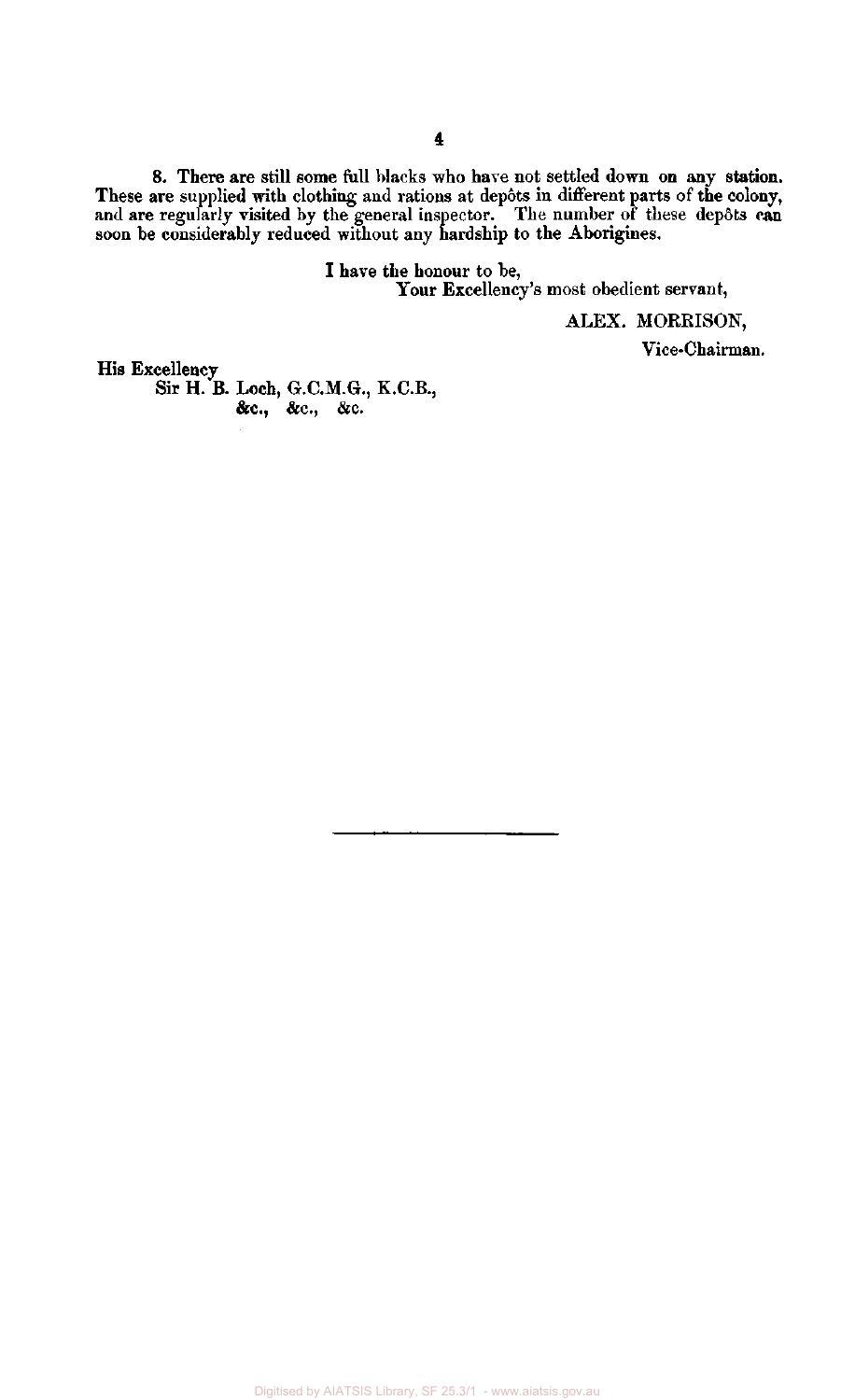8. There are still some full blacks who have not settled down on any station. These are supplied with clothing and rations at depôts in different parts of the colony, and are regularly visited by the general inspector. The number of these depôts can soon be considerably reduced without any hardship to the Aborigines.

I have the honour to be,
Your Excellency's most obedient servant,

ALEX. MORRISON,
Vice-Chairman.

His Excellency
Sir H. B. Loch, G.C.M.G., K.C.B.,
&c., &c., &c.

---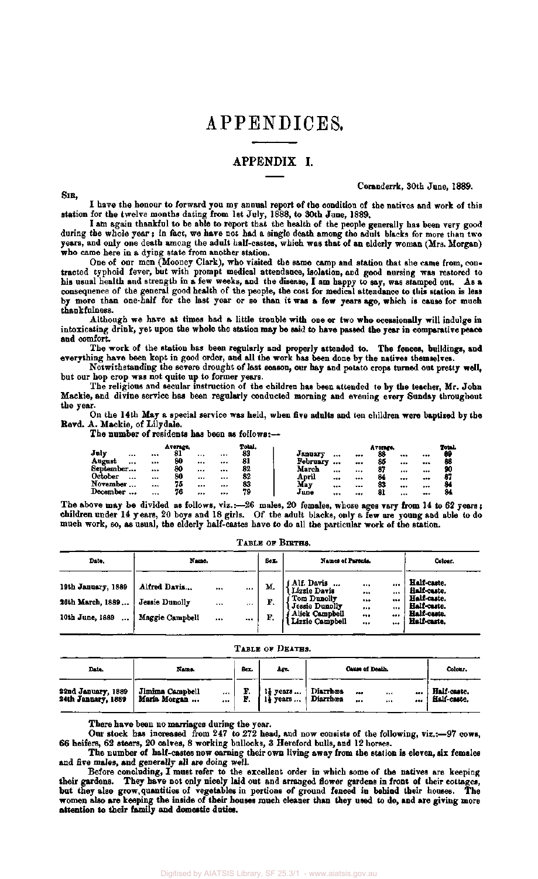# APPENDICES.

## APPENDIX I.

Coranderrk, 30th June, 1889.

SIR,

I have the honour to forward you my annual report of the condition of the natives and work of this station for the twelve months dating from 1st July, 1888, to 30th June, 1889.

I am again thankful to be able to report that the health of the people generally has been very good during the whole year; in fact, we have not had a single death among the adult blacks for more than two years, and only one death among the adult half-castes, which was that of an elderly woman (Mrs. Morgan) who came here in a dying state from another station.

One of our men (Mooney Clark), who visited the same camp and station that she came from, contracted typhoid fever, but with prompt medical attendance, isolation, and good nursing was restored to his usual health and strength in a few weeks, and the disease, I am happy to say, was stamped out. As a consequence of the general good health of the people, the cost for medical attendance to this station is less by more than one-half for the last year or so than it was a few years ago, which is cause for much thankfulness.

Although we have at times had a little trouble with one or two who occasionally will indulge in intoxicating drink, yet upon the whole the station may be said to have passed the year in comparative peace and comfort.

The work of the station has been regularly and properly attended to. The fences, buildings, and everything have been kept in good order, and all the work has been done by the natives themselves.

Notwithstanding the severe drought of last season, our hay and potato crops turned out pretty well, but our hop crop was not quite up to former years.

The religious and secular instruction of the children has been attended to by the teacher, Mr. John Mackie, and divine service has been regularly conducted morning and evening every Sunday throughout the year.

On the 14th May a special service was held, when five adults and ten children were baptized by the Revd. A. Mackie, of Lilydale.

The number of residents has been as follows:—

| Month | Average. | Total. | Month | Average. | Total. |
|---|---|---|---|---|---|
| July | 81 | 83 | January | 88 | 89 |
| August | 80 | 81 | February | 85 | 88 |
| September | 80 | 82 | March | 87 | 90 |
| October | 80 | 82 | April | 84 | 87 |
| November | 75 | 83 | May | 83 | 84 |
| December | 76 | 79 | June | 81 | 84 |

The above may be divided as follows, viz.:—26 males, 20 females, whose ages vary from 14 to 62 years; children under 14 years, 20 boys and 18 girls. Of the adult blacks, only a few are young and able to do much work, so, as usual, the elderly half-castes have to do all the particular work of the station.

TABLE OF BIRTHS.

| Date. | Name. | Sex. | Names of Parents. | Colour. |
|---|---|---|---|---|
| 19th January, 1889 | Alfred Davis | M. | Alf. Davis<br>Lizzie Davis | Half-caste.<br>Half-caste. |
| 26th March, 1889 | Jessie Dunolly | F. | Tom Dunolly<br>Jessie Dunolly | Half-caste.<br>Half-caste. |
| 10th June, 1889 | Maggie Campbell | F. | Alick Campbell<br>Lizzie Campbell | Half-caste.<br>Half-caste. |

TABLE OF DEATHS.

| Date. | Name. | Sex. | Age. | Cause of Death. | Colour. |
|---|---|---|---|---|---|
| 22nd January, 1889 | Jimima Campbell | F. | 1½ years | Diarrhœa | Half-caste. |
| 24th January, 1889 | Maria Morgan | F. | 1½ years | Diarrhœa | Half-caste. |

There have been no marriages during the year.

Our stock has increased from 247 to 272 head, and now consists of the following, viz.:—97 cows, 66 heifers, 62 steers, 20 calves, 8 working bullocks, 3 Hereford bulls, and 12 horses.

The number of half-castes now earning their own living away from the station is eleven, six females and five males, and generally all are doing well.

Before concluding, I must refer to the excellent order in which some of the natives are keeping their gardens. They have not only nicely laid out and arranged flower gardens in front of their cottages, but they also grow quantities of vegetables in portions of ground fenced in behind their houses. The women also are keeping the inside of their houses much cleaner than they used to do, and are giving more attention to their family and domestic duties.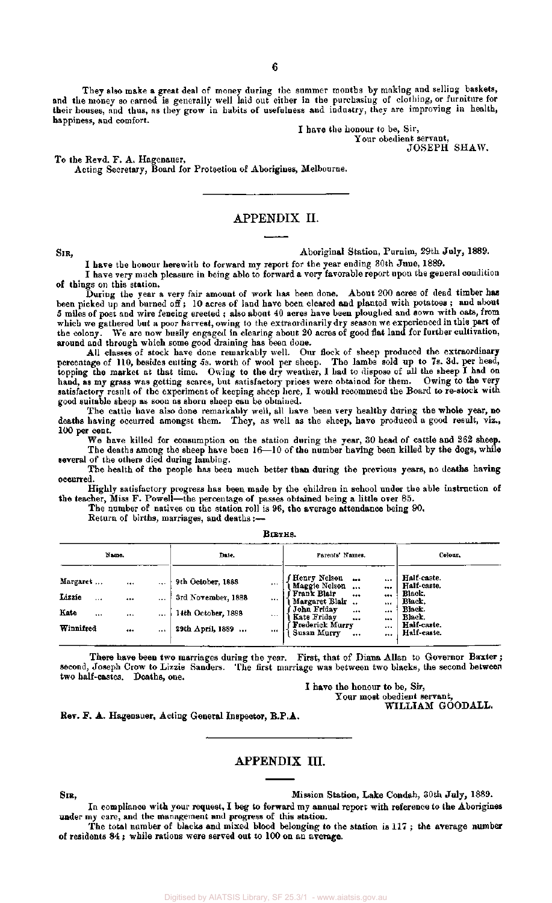They also make a great deal of money during the summer months by making and selling baskets, and the money so earned is generally well laid out either in the purchasing of clothing, or furniture for their houses, and thus, as they grow in habits of usefulness and industry, they are improving in health, happiness, and comfort.

I have the honour to be, Sir,
Your obedient servant,
JOSEPH SHAW.

To the Revd. F. A. Hagenauer,
Acting Secretary, Board for Protection of Aborigines, Melbourne.

## APPENDIX II.

SIR, Aboriginal Station, Purnim, 29th July, 1889.

I have the honour herewith to forward my report for the year ending 30th June, 1889.

I have very much pleasure in being able to forward a very favorable report upon the general condition of things on this station.

During the year a very fair amount of work has been done. About 200 acres of dead timber has been picked up and burned off; 10 acres of land have been cleared and planted with potatoes; and about 5 miles of post and wire fencing erected; also about 40 acres have been ploughed and sown with oats, from which we gathered but a poor harvest, owing to the extraordinarily dry season we experienced in this part of the colony. We are now busily engaged in clearing about 20 acres of good flat land for further cultivation, around and through which some good draining has been done.

All classes of stock have done remarkably well. Our flock of sheep produced the extraordinary percentage of 110, besides cutting 5s. worth of wool per sheep. The lambs sold up to 7s. 3d. per head, topping the market at that time. Owing to the dry weather, I had to dispose of all the sheep I had on hand, as my grass was getting scarce, but satisfactory prices were obtained for them. Owing to the very satisfactory result of the experiment of keeping sheep here, I would recommend the Board to re-stock with good suitable sheep as soon as shorn sheep can be obtained.

The cattle have also done remarkably well, all have been very healthy during the whole year, no deaths having occurred amongst them. They, as well as the sheep, have produced a good result, viz., 100 per cent.

We have killed for consumption on the station during the year, 30 head of cattle and 262 sheep.

The deaths among the sheep have been 16—10 of the number having been killed by the dogs, while several of the others died during lambing.

The health of the people has been much better than during the previous years, no deaths having occurred.

Highly satisfactory progress has been made by the children in school under the able instruction of the teacher, Miss F. Powell—the percentage of passes obtained being a little over 85.

The number of natives on the station roll is 96, the average attendance being 90.

Return of births, marriages, and deaths:—

BIRTHS.

| Name. | Date. | Parents' Names. | Colour. |
|---|---|---|---|
| Margaret ... | 9th October, 1888 ... | Henry Nelson ... / Maggie Nelson ... | Half-caste. / Half-caste. |
| Lizzie ... | 3rd November, 1888 ... | Frank Blair ... / Margaret Blair .. | Black. / Black. |
| Kate ... | 14th October, 1888 ... | John Friday ... / Kate Friday ... | Black. / Black. |
| Winnifred ... | 29th April, 1889 ... | Frederick Murry / Susan Murry ... | Half-caste. / Half-caste. |

There have been two marriages during the year. First, that of Diana Allan to Governor Baxter; second, Joseph Crow to Lizzie Sanders. The first marriage was between two blacks, the second between two half-castes. Deaths, one.

I have the honour to be, Sir,
Your most obedient servant,
WILLIAM GOODALL.

Rev. F. A. Hagenauer, Acting General Inspector, B.P.A.

## APPENDIX III.

SIR, Mission Station, Lake Condah, 30th July, 1889.

In compliance with your request, I beg to forward my annual report with reference to the Aborigines under my care, and the management and progress of this station.

The total number of blacks and mixed blood belonging to the station is 117; the average number of residents 84; while rations were served out to 100 on an average.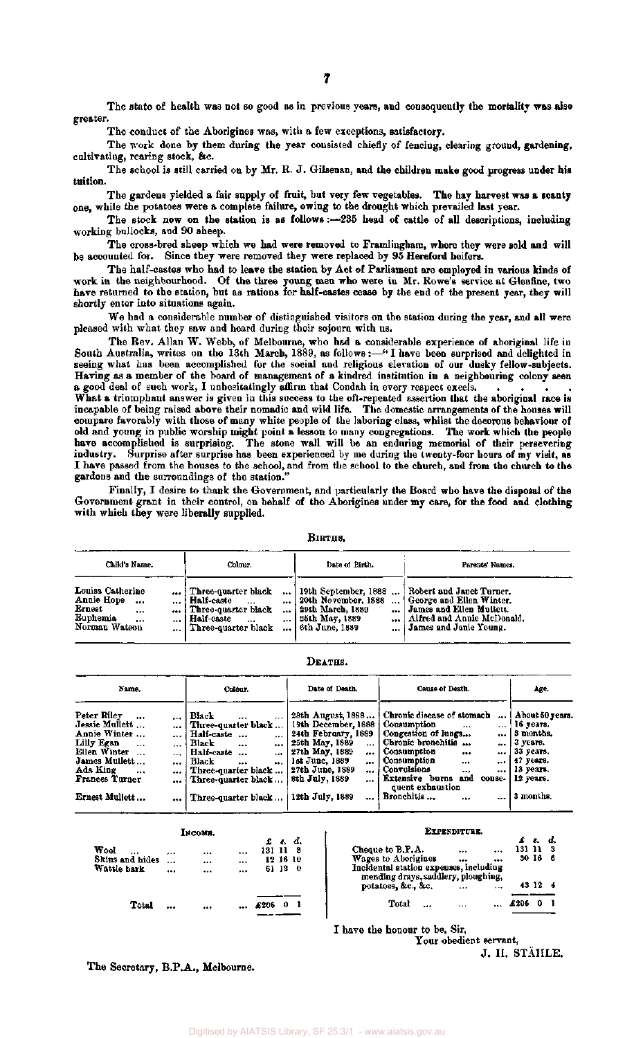The state of health was not so good as in previous years, and consequently the mortality was also greater.

The conduct of the Aborigines was, with a few exceptions, satisfactory.

The work done by them during the year consisted chiefly of fencing, clearing ground, gardening, cultivating, rearing stock, &c.

The school is still carried on by Mr. R. J. Gilsenan, and the children make good progress under his tuition.

The gardens yielded a fair supply of fruit, but very few vegetables. The hay harvest was a scanty one, while the potatoes were a complete failure, owing to the drought which prevailed last year.

The stock now on the station is as follows:—235 head of cattle of all descriptions, including working bullocks, and 90 sheep.

The cross-bred sheep which we had were removed to Framlingham, where they were sold and will be accounted for. Since they were removed they were replaced by 95 Hereford heifers.

The half-castes who had to leave the station by Act of Parliament are employed in various kinds of work in the neighbourhood. Of the three young men who were in Mr. Rowe's service at Glenfine, two have returned to the station, but as rations for half-castes cease by the end of the present year, they will shortly enter into situations again.

We had a considerable number of distinguished visitors on the station during the year, and all were pleased with what they saw and heard during their sojourn with us.

The Rev. Allan W. Webb, of Melbourne, who had a considerable experience of aboriginal life in South Australia, writes on the 13th March, 1889, as follows:—"I have been surprised and delighted in seeing what has been accomplished for the social and religious elevation of our dusky fellow-subjects. Having as a member of the board of management of a kindred institution in a neighbouring colony seen a good deal of such work, I unhesitatingly affirm that Condah in every respect excels. . . . . . What a triumphant answer is given in this success to the oft-repeated assertion that the aboriginal race is incapable of being raised above their nomadic and wild life. The domestic arrangements of the houses will compare favorably with those of many white people of the laboring class, whilst the decorous behaviour of old and young in public worship might point a lesson to many congregations. The work which the people have accomplished is surprising. The stone wall will be an enduring memorial of their persevering industry. Surprise after surprise has been experienced by me during the twenty-four hours of my visit, as I have passed from the houses to the school, and from the school to the church, and from the church to the gardens and the surroundings of the station."

Finally, I desire to thank the Government, and particularly the Board who have the disposal of the Government grant in their control, on behalf of the Aborigines under my care, for the food and clothing with which they were liberally supplied.

## BIRTHS.

| Child's Name. | Colour. | Date of Birth. | Parents' Names. |
|---|---|---|---|
| Louisa Catherine | Three-quarter black | 19th September, 1888 | Robert and Janet Turner. |
| Annie Hope | Half-caste | 20th November, 1888 | George and Ellen Winter. |
| Ernest | Three-quarter black | 29th March, 1889 | James and Ellen Mullett. |
| Euphemia | Half-caste | 25th May, 1889 | Alfred and Annie McDonald. |
| Norman Watson | Three-quarter black | 6th June, 1889 | James and Janie Young. |

## DEATHS.

| Name. | Colour. | Date of Death. | Cause of Death. | Age. |
|---|---|---|---|---|
| Peter Riley | Black | 28th August, 1888 | Chronic disease of stomach | About 50 years. |
| Jessie Mullett | Three-quarter black | 19th December, 1888 | Consumption | 16 years. |
| Annie Winter | Half-caste | 24th February, 1889 | Congestion of lungs | 3 months. |
| Lilly Egan | Black | 25th May, 1889 | Chronic bronchitis | 3 years. |
| Ellen Winter | Half-caste | 27th May, 1889 | Consumption | 33 years. |
| James Mullett | Black | 1st June, 1889 | Consumption | 47 years. |
| Ada King | Three-quarter black | 27th June, 1889 | Convulsions | 13 years. |
| Frances Turner | Three-quarter black | 8th July, 1889 | Extensive burns and consequent exhaustion | 12 years. |
| Ernest Mullett | Three-quarter black | 12th July, 1889 | Bronchitis | 3 months. |

## INCOME.

| | £ | s. | d. |
|---|---|---|---|
| Wool | 131 | 11 | 3 |
| Skins and hides | 12 | 16 | 10 |
| Wattle bark | 61 | 12 | 0 |
| Total | £206 | 0 | 1 |

## EXPENDITURE.

| | £ | s. | d. |
|---|---|---|---|
| Cheque to B.P.A. | 131 | 11 | 3 |
| Wages to Aborigines | 30 | 16 | 6 |
| Incidental station expenses, including mending drays, saddlery, ploughing, potatoes, &c., &c. | 43 | 12 | 4 |
| Total | £206 | 0 | 1 |

I have the honour to be, Sir,

Your obedient servant,

J. H. STÄHLE.

The Secretary, B.P.A., Melbourne.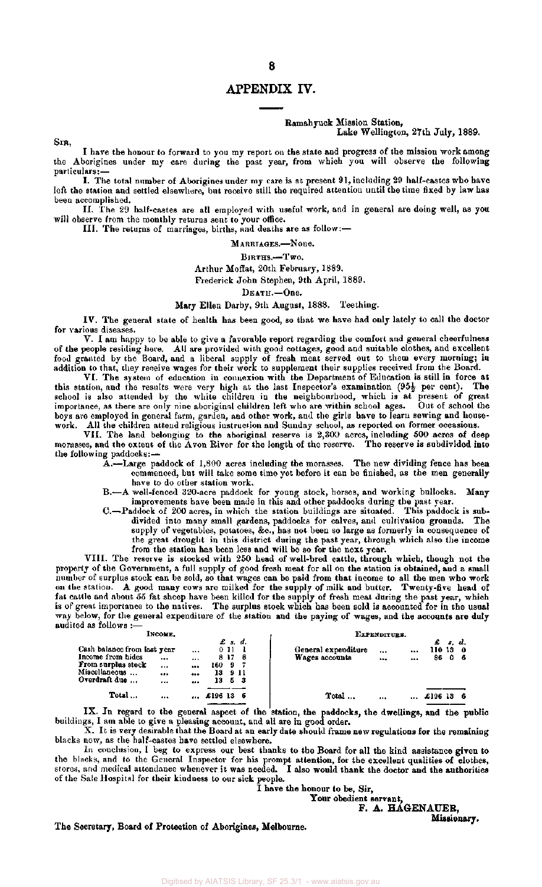# APPENDIX IV.

Ramahyuck Mission Station,
Lake Wellington, 27th July, 1889.

SIR,

I have the honour to forward to you my report on the state and progress of the mission work among the Aborigines under my care during the past year, from which you will observe the following particulars:—

I. The total number of Aborigines under my care is at present 91, including 29 half-castes who have left the station and settled elsewhere, but receive still the required attention until the time fixed by law has been accomplished.

II. The 29 half-castes are all employed with useful work, and in general are doing well, as you will observe from the monthly returns sent to your office.

III. The returns of marriages, births, and deaths are as follow:—

MARRIAGES.—None.

BIRTHS.—Two.

Arthur Moffat, 20th February, 1889.

Frederick John Stephen, 9th April, 1889.

DEATH.—One.

Mary Ellen Darby, 9th August, 1888. Teething.

IV. The general state of health has been good, so that we have had only lately to call the doctor for various diseases.

V. I am happy to be able to give a favorable report regarding the comfort and general cheerfulness of the people residing here. All are provided with good cottages, good and suitable clothes, and excellent food granted by the Board, and a liberal supply of fresh meat served out to them every morning; in addition to that, they receive wages for their work to supplement their supplies received from the Board.

VI. The system of education in connexion with the Department of Education is still in force at this station, and the results were very high at the last Inspector's examination (95½ per cent). The school is also attended by the white children in the neighbourhood, which is at present of great importance, as there are only nine aboriginal children left who are within school ages. Out of school the boys are employed in general farm, garden, and other work, and the girls have to learn sewing and housework. All the children attend religious instruction and Sunday school, as reported on former occasions.

VII. The land belonging to the aboriginal reserve is 2,300 acres, including 500 acres of deep morasses, and the extent of the Avon River for the length of the reserve. The reserve is subdivided into the following paddocks:—

- A.—Large paddock of 1,800 acres including the morasses. The new dividing fence has been commenced, but will take some time yet before it can be finished, as the men generally have to do other station work.
- B.—A well-fenced 320-acre paddock for young stock, horses, and working bullocks. Many improvements have been made in this and other paddocks during the past year.
- C.—Paddock of 200 acres, in which the station buildings are situated. This paddock is subdivided into many small gardens, paddocks for calves, and cultivation grounds. The supply of vegetables, potatoes, &c., has not been so large as formerly in consequence of the great drought in this district during the past year, through which also the income from the station has been less and will be so for the next year.

VIII. The reserve is stocked with 250 head of well-bred cattle, through which, though not the property of the Government, a full supply of good fresh meat for all on the station is obtained, and a small number of surplus stock can be sold, so that wages can be paid from that income to all the men who work on the station. A good many cows are milked for the supply of milk and butter. Twenty-five head of fat cattle and about 55 fat sheep have been killed for the supply of fresh meat during the past year, which is of great importance to the natives. The surplus stock which has been sold is accounted for in the usual way below, for the general expenditure of the station and the paying of wages, and the accounts are duly audited as follows:—

| INCOME. | £ | s. | d. | EXPENDITURE. | £ | s. | d. |
|---|---|---|---|---|---|---|---|
| Cash balance from last year ... | 0 | 11 | 1 | General expenditure ... ... | 110 | 13 | 0 |
| Income from hides ... ... | 8 | 17 | 8 | Wages accounts ... ... | 86 | 0 | 6 |
| From surplus stock ... ... | 160 | 9 | 7 | | | | |
| Miscellaneous ... ... ... | 13 | 9 | 11 | | | | |
| Overdraft due ... ... ... | 13 | 5 | 3 | | | | |
| Total ... ... ... | £196 | 13 | 6 | Total ... ... ... | £196 | 13 | 6 |

IX. In regard to the general aspect of the station, the paddocks, the dwellings, and the public buildings, I am able to give a pleasing account, and all are in good order.

X. It is very desirable that the Board at an early date should frame new regulations for the remaining blacks now, as the half-castes have settled elsewhere.

In conclusion, I beg to express our best thanks to the Board for all the kind assistance given to the blacks, and to the General Inspector for his prompt attention, for the excellent qualities of clothes, stores, and medical attendance whenever it was needed. I also would thank the doctor and the authorities of the Sale Hospital for their kindness to our sick people.

I have the honour to be, Sir,
Your obedient servant,
F. A. HAGENAUER,
Missionary.

The Secretary, Board of Protection of Aborigines, Melbourne.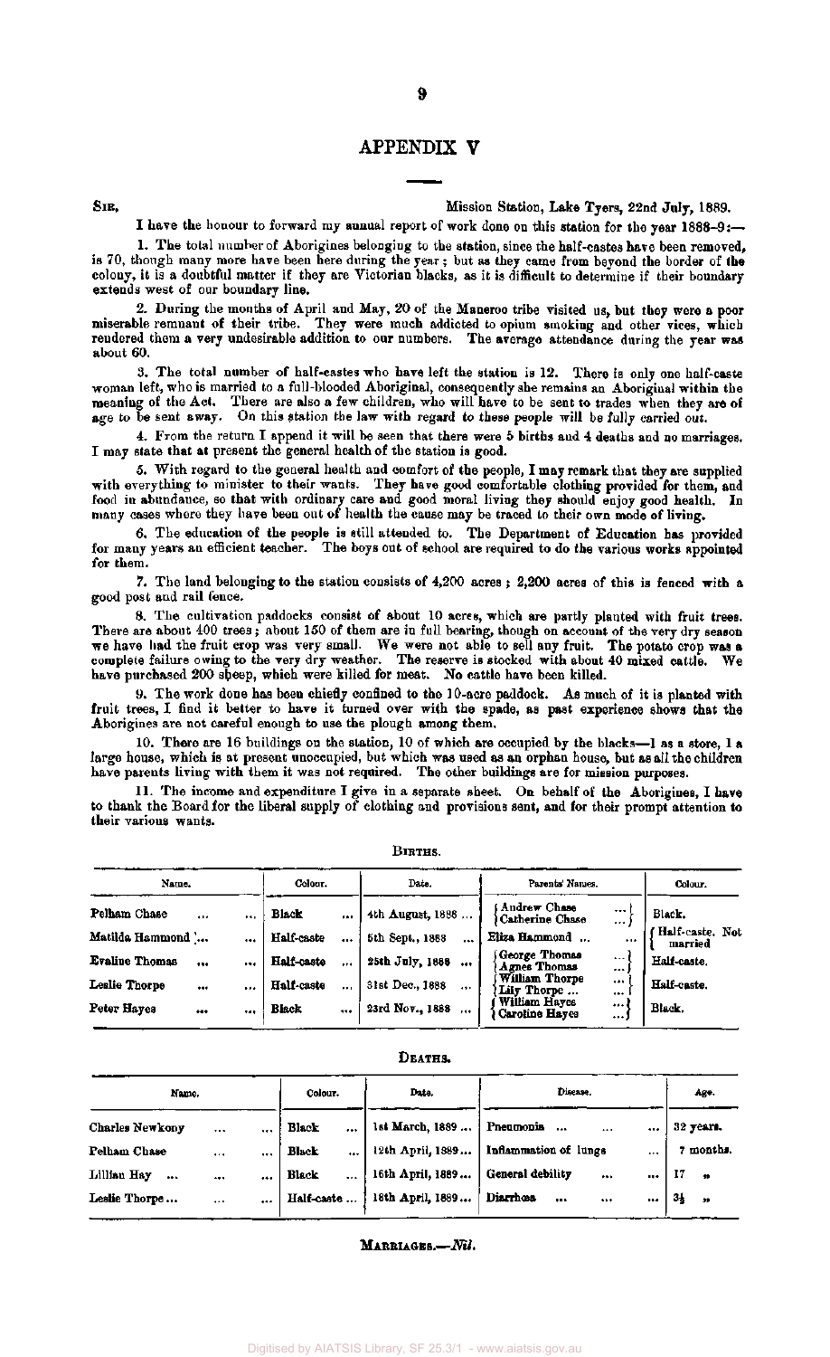# APPENDIX V

SIR, Mission Station, Lake Tyers, 22nd July, 1889.

I have the honour to forward my annual report of work done on this station for the year 1888–9:—

1. The total number of Aborigines belonging to the station, since the half-castes have been removed, is 70, though many more have been here during the year; but as they came from beyond the border of the colony, it is a doubtful matter if they are Victorian blacks, as it is difficult to determine if their boundary extends west of our boundary line.

2. During the months of April and May, 20 of the Maneroo tribe visited us, but they were a poor miserable remnant of their tribe. They were much addicted to opium smoking and other vices, which rendered them a very undesirable addition to our numbers. The average attendance during the year was about 60.

3. The total number of half-castes who have left the station is 12. There is only one half-caste woman left, who is married to a full-blooded Aboriginal, consequently she remains an Aboriginal within the meaning of the Act. There are also a few children, who will have to be sent to trades when they are of age to be sent away. On this station the law with regard to these people will be fully carried out.

4. From the return I append it will be seen that there were 5 births and 4 deaths and no marriages. I may state that at present the general health of the station is good.

5. With regard to the general health and comfort of the people, I may remark that they are supplied with everything to minister to their wants. They have good comfortable clothing provided for them, and food in abundance, so that with ordinary care and good moral living they should enjoy good health. In many cases where they have been out of health the cause may be traced to their own mode of living.

6. The education of the people is still attended to. The Department of Education has provided for many years an efficient teacher. The boys out of school are required to do the various works appointed for them.

7. The land belonging to the station consists of 4,200 acres; 2,200 acres of this is fenced with a good post and rail fence.

8. The cultivation paddocks consist of about 10 acres, which are partly planted with fruit trees. There are about 400 trees; about 150 of them are in full bearing, though on account of the very dry season we have had the fruit crop was very small. We were not able to sell any fruit. The potato crop was a complete failure owing to the very dry weather. The reserve is stocked with about 40 mixed cattle. We have purchased 200 sheep, which were killed for meat. No cattle have been killed.

9. The work done has been chiefly confined to the 10-acre paddock. As much of it is planted with fruit trees, I find it better to have it turned over with the spade, as past experience shows that the Aborigines are not careful enough to use the plough among them.

10. There are 16 buildings on the station, 10 of which are occupied by the blacks—1 as a store, 1 a large house, which is at present unoccupied, but which was used as an orphan house, but as all the children have parents living with them it was not required. The other buildings are for mission purposes.

11. The income and expenditure I give in a separate sheet. On behalf of the Aborigines, I have to thank the Board for the liberal supply of clothing and provisions sent, and for their prompt attention to their various wants.

BIRTHS.

| Name. | Colour. | Date. | Parents' Names. | Colour. |
|---|---|---|---|---|
| Pelham Chase | Black | 4th August, 1888 | Andrew Chase / Catherine Chase | Black. |
| Matilda Hammond | Half-caste | 5th Sept., 1888 | Eliza Hammond | Half-caste. Not married |
| Evaline Thomas | Half-caste | 25th July, 1888 | George Thomas / Agnes Thomas | Half-caste. |
| Leslie Thorpe | Half-caste | 31st Dec., 1888 | William Thorpe / Lily Thorpe | Half-caste. |
| Peter Hayes | Black | 23rd Nov., 1888 | William Hayes / Caroline Hayes | Black. |

DEATHS.

| Name. | Colour. | Date. | Disease. | Age. |
|---|---|---|---|---|
| Charles Newkony | Black | 1st March, 1889 | Pneumonia | 32 years. |
| Pelham Chase | Black | 12th April, 1889 | Inflammation of lungs | 7 months. |
| Lillian Hay | Black | 16th April, 1889 | General debility | 17 " |
| Leslie Thorpe | Half-caste | 18th April, 1889 | Diarrhœa | 3½ " |

MARRIAGES.—*Nil.*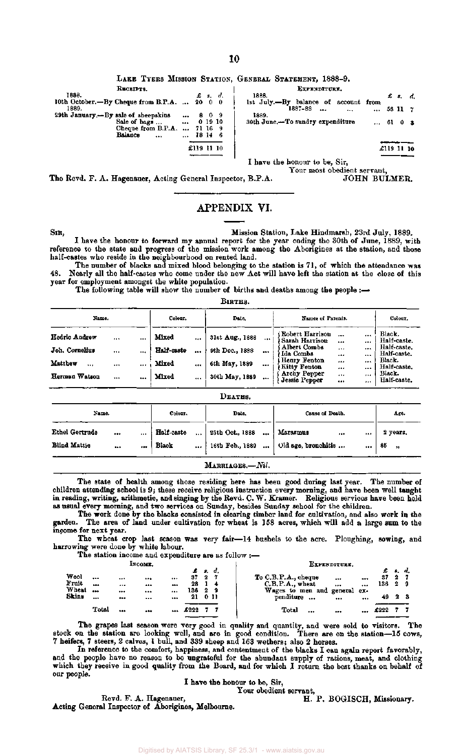### Lake Tyers Mission Station, General Statement, 1888-9.

| Receipts. | £ | s. | d. | Expenditure. | £ | s. | d. |
|---|---|---|---|---|---|---|---|
| 1888. 10th October.—By Cheque from B.P.A. ... | 20 | 0 | 0 | 1888. 1st July.—By balance of account from 1887-88 ... ... ... | 58 | 11 | 7 |
| 1889. 29th January.—By sale of sheepskins ... | 8 | 0 | 9 | 1889. 30th June.—To sundry expenditure ... | 61 | 0 | 3 |
| Sale of bags ... ... | 0 | 19 | 10 | | | | |
| Cheque from B.P.A. ... | 71 | 16 | 9 | | | | |
| Balance ... ... | 18 | 14 | 6 | | | | |
| | £119 | 11 | 10 | | £119 | 11 | 10 |

I have the honour to be, Sir,

Your most obedient servant,

JOHN BULMER.

The Revd. F. A. Hagenauer, Acting General Inspector, B.P.A.

## APPENDIX VI.

Sir,

Mission Station, Lake Hindmarsh, 23rd July, 1889.

I have the honour to forward my annual report for the year ending the 30th of June, 1889, with reference to the state and progress of the mission work among the Aborigines at the station, and those half-castes who reside in the neighbourhood on rented land.

The number of blacks and mixed blood belonging to the station is 71, of which the attendance was 48. Nearly all the half-castes who come under the new Act will have left the station at the close of this year for employment amongst the white population.

The following table will show the number of births and deaths among the people :—

Births.

| Name. | Colour. | Date. | Names of Parents. | Colour. |
|---|---|---|---|---|
| Hedric Andrew ... ... | Mixed ... | 31st Aug., 1888 ... | Robert Harrison ... ... / Sarah Harrison ... ... | Black. / Half-caste. |
| Joh. Cornelius ... ... | Half-caste ... | 9th Dec., 1888 ... | Albert Combs ... ... / Ida Combs ... ... | Half-caste. / Half-caste. |
| Matthew ... ... ... | Mixed ... | 6th May, 1889 ... | Henry Fenton ... ... / Kitty Fenton ... ... | Black. / Half-caste. |
| Herman Watson ... ... | Mixed ... | 30th May, 1889 ... | Archy Pepper ... ... / Jessie Pepper ... ... | Black. / Half-caste. |

Deaths.

| Name. | Colour. | Date. | Cause of Death. | Age. |
|---|---|---|---|---|
| Ethel Gertrude ... ... | Half-caste ... | 25th Oct., 1888 ... | Marasmus ... ... | 2 years. |
| Blind Mattie ... ... | Black ... | 16th Feb., 1889 ... | Old age, bronchitis ... ... | 86 „ |

Marriages.—*Nil.*

The state of health among those residing here has been good during last year. The number of children attending school is 9; these receive religious instruction every morning, and have been well taught in reading, writing, arithmetic, and singing by the Revd. C. W. Kramer. Religious services have been held as usual every morning, and two services on Sunday, besides Sunday school for the children.

The work done by the blacks consisted in clearing timber land for cultivation, and also work in the garden. The area of land under cultivation for wheat is 158 acres, which will add a large sum to the income for next year.

The wheat crop last season was very fair—14 bushels to the acre. Ploughing, sowing, and harrowing were done by white labour.

The station income and expenditure are as follow :—

| Income. | £ | s. | d. | Expenditure. | £ | s. | d. |
|---|---|---|---|---|---|---|---|
| Wool ... ... ... ... | 37 | 2 | 7 | To C.B.P.A., cheque ... ... | 37 | 2 | 7 |
| Fruit ... ... ... ... | 28 | 1 | 4 | C.B.P.A., wheat ... ... | 136 | 2 | 9 |
| Wheat ... ... ... ... | 136 | 2 | 9 | Wages to men and general expenditure ... ... ... | 49 | 2 | 3 |
| Skins ... ... ... ... | 21 | 0 | 11 | | | | |
| Total ... ... ... | £222 | 7 | 7 | Total ... ... ... | £222 | 7 | 7 |

The grapes last season were very good in quality and quantity, and were sold to visitors. The stock on the station are looking well, and are in good condition. There are on the station—15 cows, 7 heifers, 7 steers, 2 calves, 1 bull, and 339 sheep and 163 wethers; also 2 horses.

In reference to the comfort, happiness, and contentment of the blacks I can again report favorably, and the people have no reason to be ungrateful for the abundant supply of rations, meat, and clothing which they receive in good quality from the Board, and for which I return the best thanks on behalf of our people.

I have the honour to be, Sir,

Your obedient servant,

H. P. BOGISCH, Missionary.

Revd. F. A. Hagenauer,
Acting General Inspector of Aborigines, Melbourne.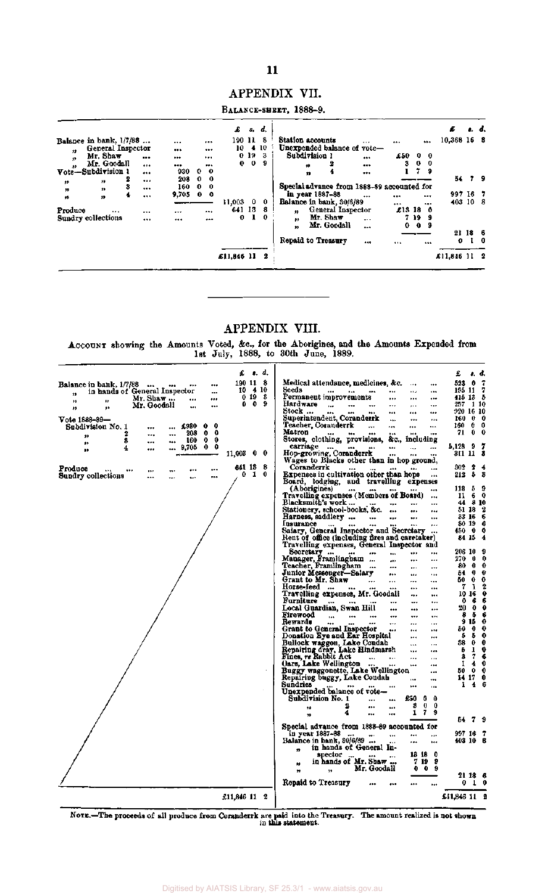## APPENDIX VII.

BALANCE-SHEET, 1888–9.

| | | £ s. d. | | | £ s. d. |
|---|---|---|---|---|---|
| Balance in bank, 1/7/88 ... | | 190 11 8 | Station accounts | | 10,368 16 8 |
| " General Inspector | | 10 4 10 | Unexpended balance of vote— | | |
| " Mr. Shaw | | 0 19 3 | Subdivision 1 | £50 0 0 | |
| " Mr. Goodall | | 0 0 9 | " 2 | 3 0 0 | |
| Vote—Subdivision 1 | 930 0 0 | | " 4 | 1 7 9 | |
| " " 2 | 208 0 0 | | | | 54 7 9 |
| " " 3 | 160 0 0 | | Special advance from 1888–89 accounted for in year 1887–88 | | 997 16 7 |
| " " 4 | 9,705 0 0 | | Balance in bank, 30/6/89 | | 403 10 8 |
| | | 11,003 0 0 | " General Inspector | £13 18 0 | |
| Produce | | 641 13 8 | " Mr. Shaw | 7 19 9 | |
| Sundry collections | | 0 1 0 | " Mr. Goodall | 0 0 9 | |
| | | | | | 21 18 6 |
| | | | Repaid to Treasury | | 0 1 0 |
| | | £11,846 11 2 | | | £11,846 11 2 |

## APPENDIX VIII.

ACCOUNT showing the Amounts Voted, &c., for the Aborigines, and the Amounts Expended from 1st July, 1888, to 30th June, 1889.

| | | £ s. d. | | | £ s. d. |
|---|---|---|---|---|---|
| Balance in bank, 1/7/88 | | 190 11 8 | Medical attendance, medicines, &c. | | 523 0 7 |
| " in hands of General Inspector | | 10 4 10 | Seeds | | 165 11 7 |
| " " Mr. Shaw | | 0 19 3 | Permanent improvements | | 415 13 5 |
| " " Mr. Goodall | | 0 0 9 | Hardware | | 257 1 10 |
| Vote 1888–89— | | | Stock | | 920 16 10 |
| Subdivision No. 1 | £930 0 0 | | Superintendent, Coranderrk | | 160 0 0 |
| " 2 | 208 0 0 | | Teacher, Coranderrk | | 160 0 0 |
| " 3 | 160 0 0 | | Matron | | 71 0 0 |
| " 4 | 9,705 0 0 | | Stores, clothing, provisions, &c., including carriage | | 5,128 9 7 |
| | | 11,003 0 0 | Hop-growing, Coranderrk | | 311 11 3 |
| Produce | | 641 13 8 | Wages to Blacks other than in hop ground, Coranderrk | | 302 2 4 |
| Sundry collections | | 0 1 0 | Expenses in cultivation other than hops | | 212 5 3 |
| | | | Board, lodging, and travelling expenses (Aborigines) | | 118 5 9 |
| | | | Travelling expenses (Members of Board) | | 11 6 0 |
| | | | Blacksmith's work | | 44 3 10 |
| | | | Stationery, school-books, &c. | | 51 18 2 |
| | | | Harness, saddlery | | 23 16 6 |
| | | | Insurance | | 30 19 6 |
| | | | Salary, General Inspector and Secretary | | 450 0 0 |
| | | | Rent of office (including fires and caretaker) | | 64 15 4 |
| | | | Travelling expenses, General Inspector and Secretary | | 206 10 9 |
| | | | Manager, Framlingham | | 270 0 0 |
| | | | Teacher, Framlingham | | 80 0 0 |
| | | | Junior Messenger—Salary | | 54 0 0 |
| | | | Grant to Mr. Shaw | | 50 0 0 |
| | | | Horse-feed | | 7 1 2 |
| | | | Travelling expenses, Mr. Goodall | | 10 16 0 |
| | | | Furniture | | 0 6 6 |
| | | | Local Guardian, Swan Hill | | 20 0 0 |
| | | | Firewood | | 8 5 6 |
| | | | Rewards | | 9 15 0 |
| | | | Grant to General Inspector | | 50 0 0 |
| | | | Donation Eye and Ear Hospital | | 5 5 0 |
| | | | Bullock waggon, Lake Condah | | 38 0 0 |
| | | | Repairing dray, Lake Hindmarsh | | 5 1 0 |
| | | | Fines, re Rabbit Act | | 3 7 6 |
| | | | Oars, Lake Wellington | | 1 4 0 |
| | | | Buggy waggonette, Lake Wellington | | 50 0 0 |
| | | | Repairing buggy, Lake Condah | | 14 17 0 |
| | | | Sundries | | 1 4 6 |
| | | | Unexpended balance of vote— | | |
| | | | Subdivision No. 1 | £50 0 0 | |
| | | | " 2 | 3 0 0 | |
| | | | " 4 | 1 7 9 | |
| | | | | | 54 7 9 |
| | | | Special advance from 1888–89 accounted for in year 1887–88 | | 997 16 7 |
| | | | Balance in bank, 30/6/89 | | 403 10 8 |
| | | | " in hands of General Inspector | 13 18 0 | |
| | | | " in hands of Mr. Shaw | 7 19 9 | |
| | | | " " Mr. Goodall | 0 0 9 | |
| | | | | | 21 18 6 |
| | | | Repaid to Treasury | | 0 1 0 |
| | | £11,846 11 2 | | | £11,846 11 2 |

NOTE.—The proceeds of all produce from Coranderrk are paid into the Treasury. The amount realized is not shown in this statement.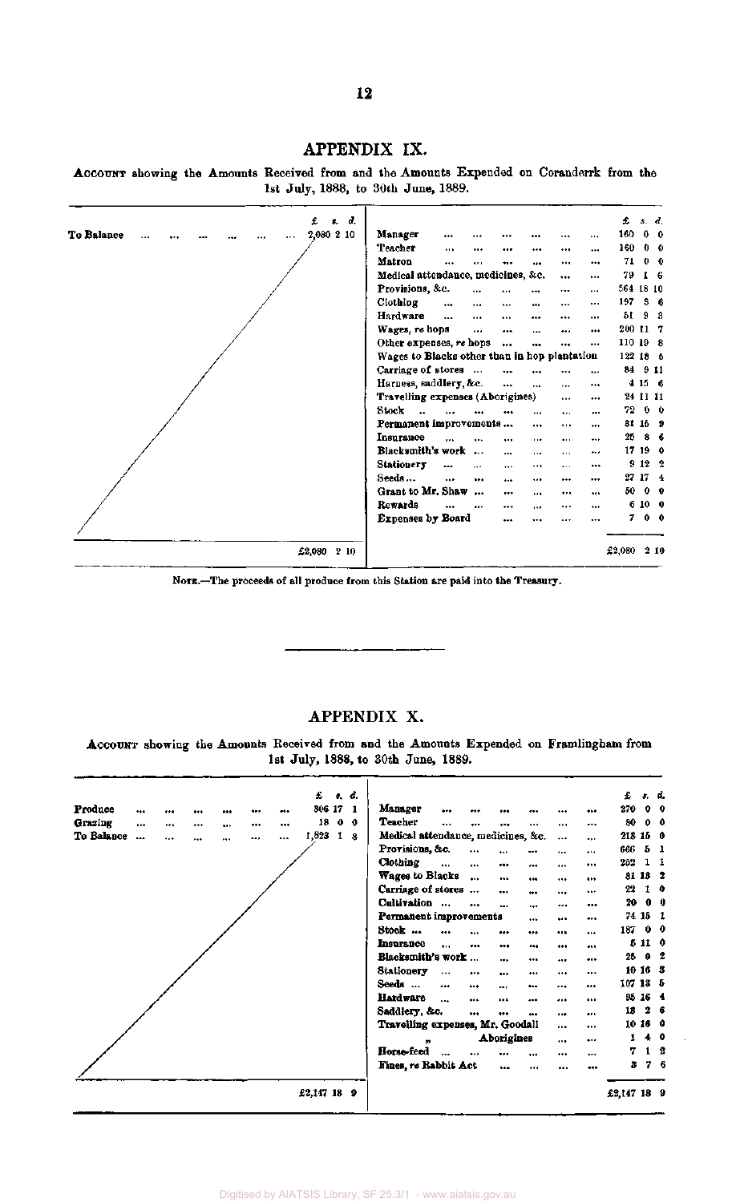## APPENDIX IX.

ACCOUNT showing the Amounts Received from and the Amounts Expended on Coranderrk from the 1st July, 1888, to 30th June, 1889.

| | £ s. d. | | £ s. d. |
|---|---|---|---|
| To Balance | 2,080 2 10 | Manager | 160 0 0 |
| | | Teacher | 160 0 0 |
| | | Matron | 71 0 0 |
| | | Medical attendance, medicines, &c. | 79 1 6 |
| | | Provisions, &c. | 564 18 10 |
| | | Clothing | 197 3 6 |
| | | Hardware | 51 9 3 |
| | | Wages, re hops | 200 11 7 |
| | | Other expenses, re hops | 110 19 8 |
| | | Wages to Blacks other than in hop plantation | 122 18 5 |
| | | Carriage of stores | 84 9 11 |
| | | Harness, saddlery, &c. | 4 15 6 |
| | | Travelling expenses (Aborigines) | 24 11 11 |
| | | Stock | 72 0 0 |
| | | Permanent improvements | 31 15 9 |
| | | Insurance | 25 8 6 |
| | | Blacksmith's work | 17 19 0 |
| | | Stationery | 9 12 2 |
| | | Seeds | 27 17 4 |
| | | Grant to Mr. Shaw | 50 0 0 |
| | | Rewards | 6 10 0 |
| | | Expenses by Board | 7 0 0 |
| | £2,080 2 10 | | £2,080 2 10 |

NOTE.—The proceeds of all produce from this Station are paid into the Treasury.

## APPENDIX X.

ACCOUNT showing the Amounts Received from and the Amounts Expended on Framlingham from 1st July, 1888, to 30th June, 1889.

| | £ s. d. | | £ s. d. |
|---|---|---|---|
| Produce | 306 17 1 | Manager | 270 0 0 |
| Grazing | 18 0 0 | Teacher | 80 0 0 |
| To Balance | 1,823 1 8 | Medical attendance, medicines, &c. | 218 15 0 |
| | | Provisions, &c. | 666 5 1 |
| | | Clothing | 252 1 1 |
| | | Wages to Blacks | 81 13 2 |
| | | Carriage of stores | 22 1 0 |
| | | Cultivation | 20 0 0 |
| | | Permanent improvements | 74 15 1 |
| | | Stock | 187 0 0 |
| | | Insurance | 5 11 0 |
| | | Blacksmith's work | 25 0 2 |
| | | Stationery | 10 16 3 |
| | | Seeds | 107 13 5 |
| | | Hardware | 95 16 4 |
| | | Saddlery, &c. | 13 2 6 |
| | | Travelling expenses, Mr. Goodall | 10 16 0 |
| | | " Aborigines | 1 4 0 |
| | | Horse-feed | 7 1 2 |
| | | Fines, re Rabbit Act | 3 7 6 |
| | £2,147 18 9 | | £2,147 18 9 |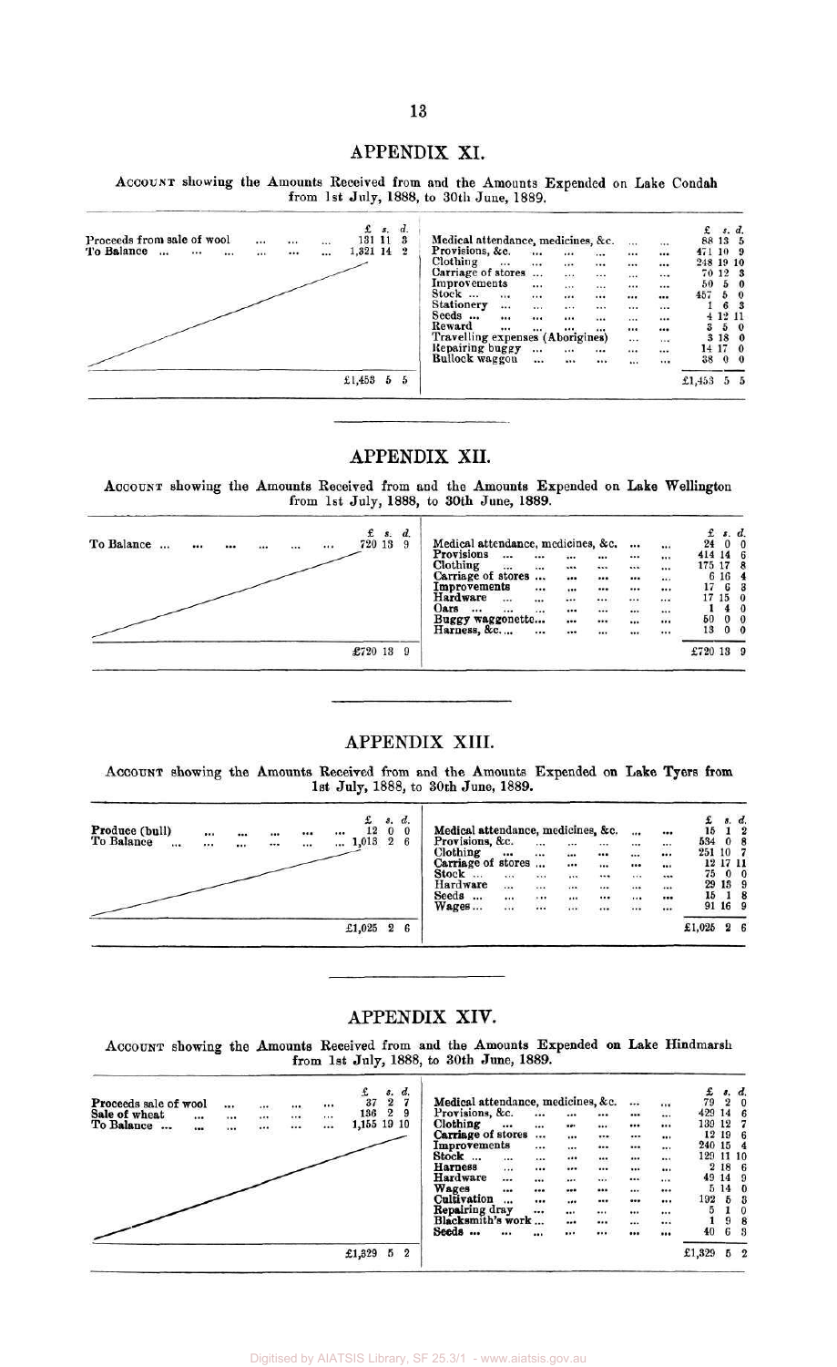## APPENDIX XI.

ACCOUNT showing the Amounts Received from and the Amounts Expended on Lake Condah from 1st July, 1888, to 30th June, 1889.

| | £ s. d. | | £ s. d. |
|---|---|---|---|
| Proceeds from sale of wool ... ... ... ... | 131 11 3 | Medical attendance, medicines, &c. ... ... | 88 13 5 |
| To Balance ... ... ... ... ... ... | 1,321 14 2 | Provisions, &c. ... ... ... ... ... | 471 10 9 |
| | | Clothing ... ... ... ... ... ... | 248 19 10 |
| | | Carriage of stores ... ... ... ... ... | 70 12 3 |
| | | Improvements ... ... ... ... ... | 50 5 0 |
| | | Stock ... ... ... ... ... ... ... | 457 5 0 |
| | | Stationery ... ... ... ... ... ... | 1 6 3 |
| | | Seeds ... ... ... ... ... ... ... | 4 12 11 |
| | | Reward ... ... ... ... ... ... | 3 5 0 |
| | | Travelling expenses (Aborigines) ... ... | 3 18 0 |
| | | Repairing buggy ... ... ... ... ... | 14 17 0 |
| | | Bullock waggon ... ... ... ... ... | 38 0 0 |
| | £1,453 5 5 | | £1,453 5 5 |

## APPENDIX XII.

ACCOUNT showing the Amounts Received from and the Amounts Expended on Lake Wellington from 1st July, 1888, to 30th June, 1889.

| | £ s. d. | | £ s. d. |
|---|---|---|---|
| To Balance ... ... ... ... ... ... | 720 13 9 | Medical attendance, medicines, &c. ... ... | 24 0 0 |
| | | Provisions ... ... ... ... ... ... | 414 14 6 |
| | | Clothing ... ... ... ... ... ... | 175 17 8 |
| | | Carriage of stores ... ... ... ... ... | 6 16 4 |
| | | Improvements ... ... ... ... ... | 17 6 3 |
| | | Hardware ... ... ... ... ... ... | 17 15 0 |
| | | Oars ... ... ... ... ... ... ... | 1 4 0 |
| | | Buggy waggonette... ... ... ... ... | 50 0 0 |
| | | Harness, &c.... ... ... ... ... ... | 13 0 0 |
| | £720 13 9 | | £720 13 9 |

## APPENDIX XIII.

ACCOUNT showing the Amounts Received from and the Amounts Expended on Lake Tyers from 1st July, 1888, to 30th June, 1889.

| | £ s. d. | | £ s. d. |
|---|---|---|---|
| Produce (bull) ... ... ... ... ... ... | 12 0 0 | Medical attendance, medicines, &c. ... ... | 15 1 2 |
| To Balance ... ... ... ... ... ... | 1,013 2 6 | Provisions, &c. ... ... ... ... ... | 534 0 8 |
| | | Clothing ... ... ... ... ... ... | 251 10 7 |
| | | Carriage of stores ... ... ... ... ... | 12 17 11 |
| | | Stock ... ... ... ... ... ... ... | 75 0 0 |
| | | Hardware ... ... ... ... ... ... | 29 13 9 |
| | | Seeds ... ... ... ... ... ... ... | 15 1 8 |
| | | Wages... ... ... ... ... ... ... | 91 16 9 |
| | £1,025 2 6 | | £1,025 2 6 |

## APPENDIX XIV.

ACCOUNT showing the Amounts Received from and the Amounts Expended on Lake Hindmarsh from 1st July, 1888, to 30th June, 1889.

| | £ s. d. | | £ s. d. |
|---|---|---|---|
| Proceeds sale of wool ... ... ... ... ... | 37 2 7 | Medical attendance, medicines, &c. ... ... | 79 2 0 |
| Sale of wheat ... ... ... ... ... ... | 136 2 9 | Provisions, &c. ... ... ... ... ... | 429 14 6 |
| To Balance ... ... ... ... ... ... | 1,155 19 10 | Clothing ... ... ... ... ... ... | 139 12 7 |
| | | Carriage of stores ... ... ... ... ... | 12 19 6 |
| | | Improvements ... ... ... ... ... | 240 15 4 |
| | | Stock ... ... ... ... ... ... ... | 129 11 10 |
| | | Harness ... ... ... ... ... ... | 2 18 6 |
| | | Hardware ... ... ... ... ... ... | 49 14 9 |
| | | Wages ... ... ... ... ... ... ... | 5 14 0 |
| | | Cultivation ... ... ... ... ... ... | 192 5 3 |
| | | Repairing dray ... ... ... ... ... | 5 1 0 |
| | | Blacksmith's work ... ... ... ... ... | 1 9 8 |
| | | Seeds ... ... ... ... ... ... ... | 40 6 3 |
| | £1,329 5 2 | | £1,329 5 2 |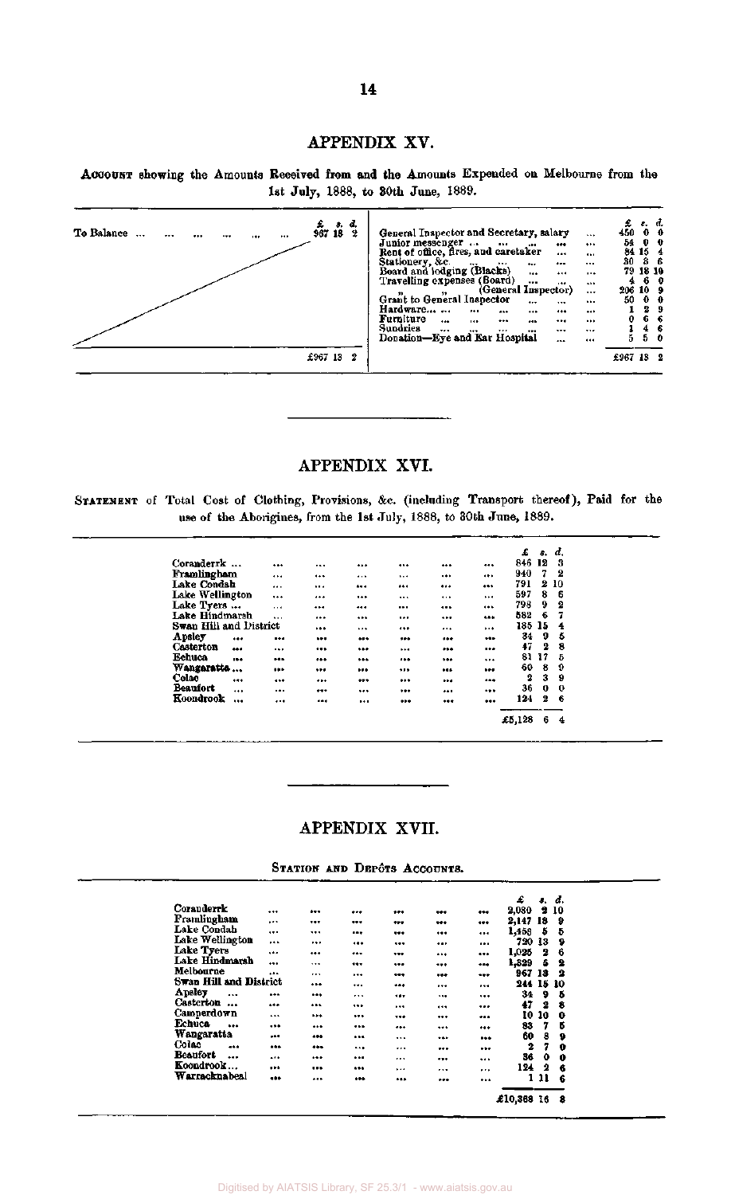# APPENDIX XV.

**Account** showing the Amounts Received from and the Amounts Expended on Melbourne from the 1st July, 1888, to 30th June, 1889.

| | £ s. d. | | £ s. d. |
|---|---|---|---|
| To Balance ... | 967 13 2 | General Inspector and Secretary, salary | 450 0 0 |
| | | Junior messenger ... | 54 0 0 |
| | | Rent of office, fires, and caretaker | 84 15 4 |
| | | Stationery, &c. | 30 8 6 |
| | | Board and lodging (Blacks) | 79 18 10 |
| | | Travelling expenses (Board) | 4 6 0 |
| | | " " (General Inspector) | 206 10 9 |
| | | Grant to General Inspector | 50 0 0 |
| | | Hardware... | 1 2 9 |
| | | Furniture | 0 6 6 |
| | | Sundries | 1 4 6 |
| | | Donation—Eye and Ear Hospital | 5 5 0 |
| | £967 13 2 | | £967 13 2 |

# APPENDIX XVI.

**Statement** of Total Cost of Clothing, Provisions, &c. (including Transport thereof), Paid for the use of the Aborigines, from the 1st July, 1888, to 30th June, 1889.

| | £ | s. | d. |
|---|---|---|---|
| Coranderrk ... | 846 | 12 | 3 |
| Framlingham | 940 | 7 | 2 |
| Lake Condah | 791 | 2 | 10 |
| Lake Wellington | 597 | 8 | 6 |
| Lake Tyers ... | 798 | 9 | 2 |
| Lake Hindmarsh | 582 | 6 | 7 |
| Swan Hill and District | 135 | 15 | 4 |
| Apsley | 34 | 9 | 5 |
| Casterton | 47 | 2 | 8 |
| Echuca | 81 | 17 | 5 |
| Wangaratta ... | 60 | 8 | 9 |
| Colac | 2 | 3 | 9 |
| Beaufort | 36 | 0 | 0 |
| Koondrook ... | 124 | 2 | 6 |
| | £5,128 | 6 | 4 |

# APPENDIX XVII.

**Station and Depôts Accounts.**

| | £ | s. | d. |
|---|---|---|---|
| Coranderrk | 2,080 | 2 | 10 |
| Framlingham | 2,147 | 18 | 9 |
| Lake Condah | 1,458 | 5 | 5 |
| Lake Wellington | 720 | 13 | 9 |
| Lake Tyers | 1,025 | 2 | 6 |
| Lake Hindmarsh | 1,329 | 5 | 2 |
| Melbourne | 967 | 13 | 2 |
| Swan Hill and District | 244 | 15 | 10 |
| Apsley ... | 34 | 9 | 5 |
| Casterton ... | 47 | 2 | 8 |
| Camperdown | 10 | 10 | 0 |
| Echuca ... | 83 | 7 | 5 |
| Wangaratta | 60 | 8 | 9 |
| Colac | 2 | 7 | 0 |
| Beaufort ... | 36 | 0 | 0 |
| Koondrook... | 124 | 2 | 6 |
| Warracknabeal | 1 | 11 | 6 |
| | £10,368 | 16 | 8 |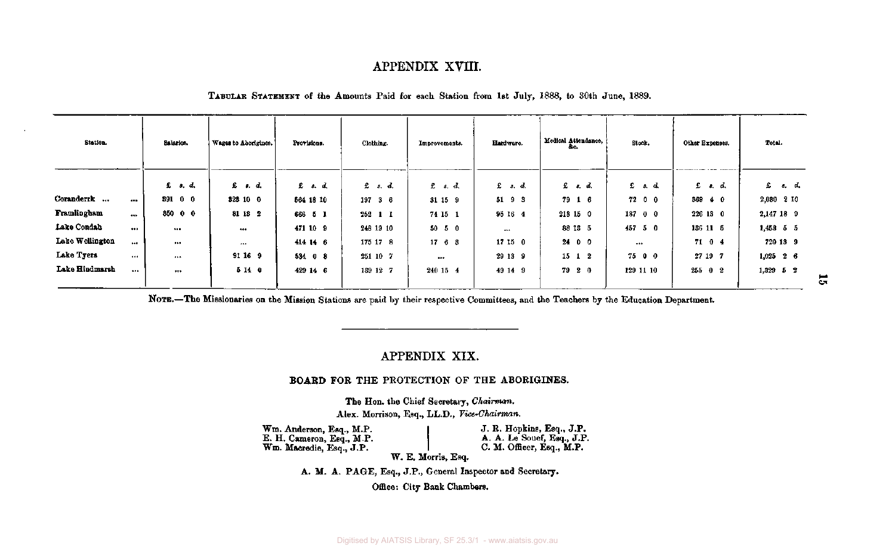# APPENDIX XVIII.

TABULAR STATEMENT of the Amounts Paid for each Station from 1st July, 1888, to 30th June, 1889.

| Station. | Salaries. | Wages to Aborigines. | Provisions. | Clothing. | Improvements. | Hardware. | Medical Attendance, &c. | Stock. | Other Expenses. | Total. |
|---|---|---|---|---|---|---|---|---|---|---|
| | £ s. d. | £ s. d. | £ s. d. | £ s. d. | £ s. d. | £ s. d. | £ s. d. | £ s. d. | £ s. d. | £ s. d. |
| Coranderrk ... ... | 391 0 0 | 328 10 0 | 564 18 10 | 197 3 6 | 31 15 9 | 51 9 3 | 79 1 6 | 72 0 0 | 369 4 0 | 2,080 2 10 |
| Framlingham ... | 350 0 0 | 81 18 2 | 668 5 1 | 262 1 1 | 74 15 1 | 95 16 4 | 218 15 0 | 187 0 0 | 226 18 0 | 2,147 18 9 |
| Lake Condah ... | ... | ... | 471 10 9 | 248 19 10 | 50 5 0 | ... | 88 13 5 | 457 5 0 | 186 11 5 | 1,453 5 5 |
| Lake Wellington ... | ... | ... | 414 14 6 | 175 17 8 | 17 6 8 | 17 15 0 | 24 0 0 | ... | 71 0 4 | 720 13 9 |
| Lake Tyers ... | ... | 91 16 9 | 534 0 8 | 251 10 7 | ... | 29 13 9 | 15 1 2 | 75 0 0 | 27 19 7 | 1,025 2 6 |
| Lake Hindmarsh ... | ... | 5 14 0 | 429 14 6 | 189 12 7 | 240 15 4 | 49 14 9 | 79 2 0 | 129 11 10 | 255 0 2 | 1,329 5 2 |

NOTE.—The Missionaries on the Mission Stations are paid by their respective Committees, and the Teachers by the Education Department.

---

# APPENDIX XIX.

## BOARD FOR THE PROTECTION OF THE ABORIGINES.

The Hon. the Chief Secretary, *Chairman.*

Alex. Morrison, Esq., LL.D., *Vice-Chairman.*

Wm. Anderson, Esq., M.P.
E. H. Cameron, Esq., M.P.
Wm. Macredie, Esq., J.P.
J. R. Hopkins, Esq., J.P.
A. A. Le Souef, Esq., J.P.
C. M. Officer, Esq., M.P.
W. E. Morris, Esq.

A. M. A. PAGE, Esq., J.P., General Inspector and Secretary.

Office: City Bank Chambers.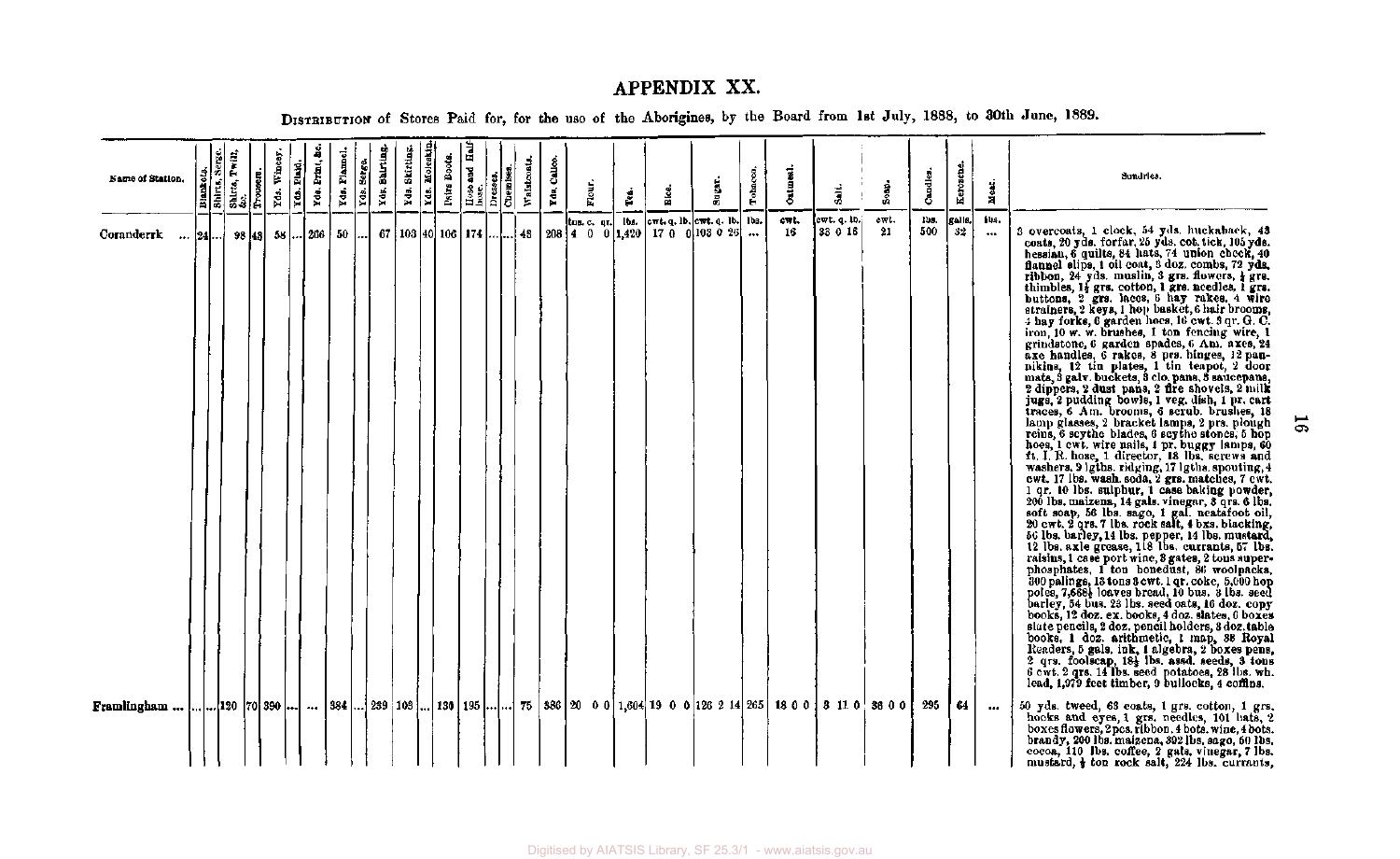# APPENDIX XX.

DISTRIBUTION of Stores Paid for, for the use of the Aborigines, by the Board from 1st July, 1888, to 30th June, 1889.

| Name of Station. | Blankets. | Shirts, Serge. | Shirts, Twill, &c. | Trousers. | Yds. Wincey. | Yds. Plaid. | Yds. Print, &c. | Yds. Flannel. | Yds. Serge. | Yds. Shirting. | Yds. Skirting. | Yds. Moleskin. | Pairs Boots. | Hose and Half hose. | Dresses. | Chemises. | Waistcoats. | Yds. Calico. | Flour. | Tea. | Rice. | Sugar. | Tobacco. | Oatmeal. | Salt. | Soap. | Candles. | Kerosene. | Meat. | Sundries. |
|---|---|---|---|---|---|---|---|---|---|---|---|---|---|---|---|---|---|---|---|---|---|---|---|---|---|---|---|---|---|---|
| | | | | | | | | | | | | | | | | | | | tns. c. qr. | lbs. | cwt. q. lb. | cwt. q. lb. | lbs. | cwt. | cwt. q. lb. | cwt. | lbs. | galls. | lbs. | |
| Coranderrk ... | 24 | ... | 98 | 48 | 58 | ... | 206 | 50 | ... | 67 | 103 | 40 | 106 | 174 | ... | ... | 48 | 208 | 4 0 0 | 1,420 | 17 0 0 | 103 0 26 | ... | 16 | 35 0 18 | 21 | 500 | 32 | ... | 3 overcoats, 1 clock, 54 yds. huckaback, 43 coats, 20 yds. forfar, 25 yds. cot. tick, 105 yds. hessian, 6 quilts, 84 hats, 74 union check, 40 flannel slips, 1 oil coat, 3 doz. combs, 72 yds. ribbon, 24 yds. muslin, 3 grs. flowers, ½ grs. thimbles, 1½ grs. cotton, 1 grs. needles, ½ grs. buttons, 2 grs. laces, 6 hay rakes, 4 wire strainers, 2 keys, 1 hop basket, 6 hair brooms, 4 hay forks, 6 garden hoes, 16 cwt. 3 qr. G. C. iron, 10 w. w. brushes, 1 ton fencing wire, 1 grindstone, 6 garden spades, 6 Am. axes, 24 axe handles, 6 rakes, 8 prs. hinges, 12 pannikins, 12 tin plates, 1 tin teapot, 2 door mats, 3 galv. buckets, 3 clo. pans, 3 saucepans, 2 dippers, 2 dust pans, 2 fire shovels, 2 milk jugs, 2 pudding bowls, 1 veg. dish, 1 pr. cart traces, 6 Am. brooms, 6 scrub. brushes, 18 lamp glasses, 2 bracket lamps, 2 prs. plough reins, 6 scythe blades, 6 scythe stones, 5 hop hoes, 1 cwt. wire nails, 1 pr. buggy lamps, 60 ft. I. R. hose, 1 director, 18 lbs. screws and washers, 9 lgths. ridging, 17 lgths. spouting, 4 cwt. 17 lbs. wash. soda, 2 grs. matches, 7 cwt. 1 qr. 10 lbs. sulphur, 1 case baking powder, 200 lbs. maizena, 14 gals. vinegar, 3 qrs. 6 lbs. soft soap, 56 lbs. sago, 1 gal. neatsfoot oil, 20 cwt. 2 qrs. 7 lbs. rock salt, 4 bxs. blacking, 56 lbs. barley, 14 lbs. pepper, 14 lbs. mustard, 12 lbs. axle grease, 118 lbs. currants, 67 lbs. raisins, 1 case port wine, 3 gates, 2 tons superphosphates, 1 ton bonedust, 86 woolpacks, 300 palings, 15 tons 3 cwt. 1 qr. coke, 5,000 hop poles, 7,668½ loaves bread, 10 bus. 3 lbs. seed barley, 54 bus. 23 lbs. seed oats, 16 doz. copy books, 12 doz. ex. books, 4 doz. slates, 6 boxes slate pencils, 2 doz. pencil holders, 3 doz. table books, 1 doz. arithmetic, 1 map, 38 Royal Readers, 5 gals. ink, 1 algebra, 2 boxes pens, 2 qrs. foolscap, 18½ lbs. assd. seeds, 3 tons 6 cwt. 2 qrs. 14 lbs. seed potatoes, 28 lbs. wh. lead, 1,079 feet timber, 9 bullocks, 4 coffins. |
| Framlingham ... | ... | ... | 120 | 70 | 390 | ... | ... | 384 | ... | 239 | 103 | ... | 130 | 195 | ... | ... | 75 | 386 | 20 0 0 | 1,604 | 19 0 0 | 126 2 14 | 265 | 18 0 0 | 3 11 0 | 38 0 0 | 295 | 64 | ... | 50 yds. tweed, 63 coats, 1 grs. cotton, 1 grs. hooks and eyes, 1 grs. needles, 101 hats, 2 boxes flowers, 2 pcs. ribbon, 4 bots. wine, 4 bots. brandy, 200 lbs. maizena, 392 lbs. sago, 60 lbs. cocoa, 110 lbs. coffee, 2 gals. vinegar, 7 lbs. mustard, ½ ton rock salt, 224 lbs. currants, |